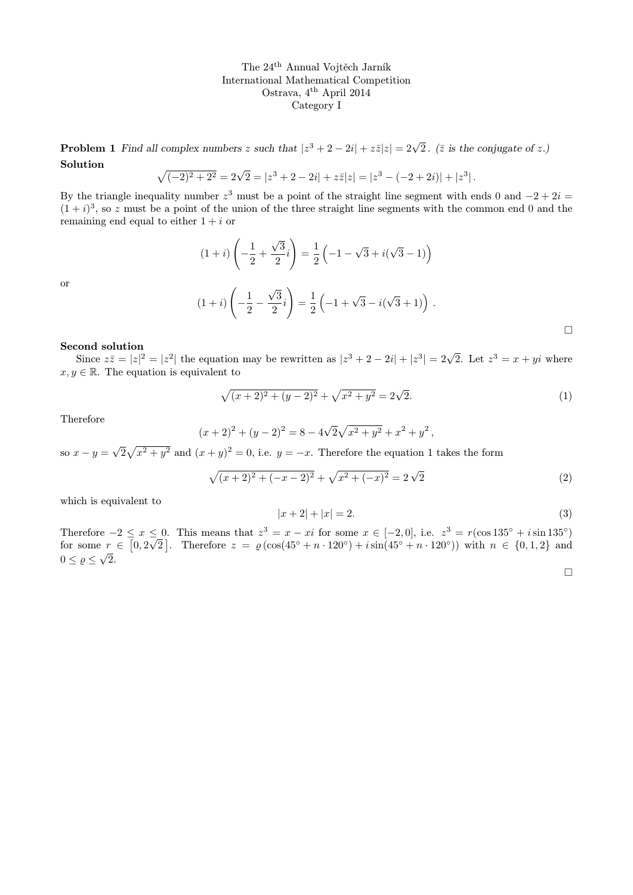The 24[th] Annual Vojtěch Jarník
International Mathematical Competition
Ostrava, 4[th] April 2014
Category I

**Problem 1** *Find all complex numbers $z$ such that $|z^3 + 2 - 2i| + z\bar{z}|z| = 2\sqrt{2}$. ($\bar{z}$ is the conjugate of $z$.)*

**Solution**

$$\sqrt{(-2)^2 + 2^2} = 2\sqrt{2} = |z^3 + 2 - 2i| + z\bar{z}|z| = |z^3 - (-2 + 2i)| + |z^3|.$$

By the triangle inequality number $z^3$ must be a point of the straight line segment with ends 0 and $-2 + 2i = (1 + i)^3$, so $z$ must be a point of the union of the three straight line segments with the common end 0 and the remaining end equal to either $1 + i$ or

$$(1 + i)\left(-\frac{1}{2} + \frac{\sqrt{3}}{2}i\right) = \frac{1}{2}\left(-1 - \sqrt{3} + i(\sqrt{3} - 1)\right)$$

or

$$(1 + i)\left(-\frac{1}{2} - \frac{\sqrt{3}}{2}i\right) = \frac{1}{2}\left(-1 + \sqrt{3} - i(\sqrt{3} + 1)\right).$$

□

**Second solution**

Since $z\bar{z} = |z|^2 = |z^2|$ the equation may be rewritten as $|z^3 + 2 - 2i| + |z^3| = 2\sqrt{2}$. Let $z^3 = x + yi$ where $x, y \in \mathbb{R}$. The equation is equivalent to

$$\sqrt{(x + 2)^2 + (y - 2)^2} + \sqrt{x^2 + y^2} = 2\sqrt{2}. \tag{1}$$

Therefore

$$(x + 2)^2 + (y - 2)^2 = 8 - 4\sqrt{2}\sqrt{x^2 + y^2} + x^2 + y^2,$$

so $x - y = \sqrt{2}\sqrt{x^2 + y^2}$ and $(x + y)^2 = 0$, i.e. $y = -x$. Therefore the equation 1 takes the form

$$\sqrt{(x + 2)^2 + (-x - 2)^2} + \sqrt{x^2 + (-x)^2} = 2\sqrt{2} \tag{2}$$

which is equivalent to

$$|x + 2| + |x| = 2. \tag{3}$$

Therefore $-2 \le x \le 0$. This means that $z^3 = x - xi$ for some $x \in [-2, 0]$, i.e. $z^3 = r(\cos 135^\circ + i \sin 135^\circ)$ for some $r \in \left[0, 2\sqrt{2}\right]$. Therefore $z = \varrho\left(\cos(45^\circ + n \cdot 120^\circ) + i \sin(45^\circ + n \cdot 120^\circ)\right)$ with $n \in \{0, 1, 2\}$ and $0 \le \varrho \le \sqrt{2}$.

□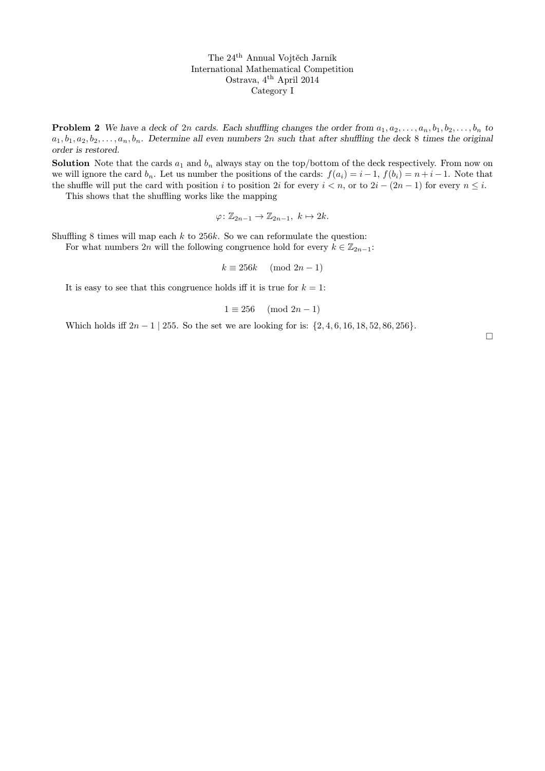The 24$^{\text{th}}$ Annual Vojtěch Jarník
International Mathematical Competition
Ostrava, 4$^{\text{th}}$ April 2014
Category I

**Problem 2** *We have a deck of $2n$ cards. Each shuffling changes the order from $a_1, a_2, \ldots, a_n, b_1, b_2, \ldots, b_n$ to $a_1, b_1, a_2, b_2, \ldots, a_n, b_n$. Determine all even numbers $2n$ such that after shuffling the deck 8 times the original order is restored.*

**Solution** Note that the cards $a_1$ and $b_n$ always stay on the top/bottom of the deck respectively. From now on we will ignore the card $b_n$. Let us number the positions of the cards: $f(a_i) = i - 1$, $f(b_i) = n + i - 1$. Note that the shuffle will put the card with position $i$ to position $2i$ for every $i < n$, or to $2i - (2n - 1)$ for every $n \leq i$.

This shows that the shuffling works like the mapping

$$\varphi\colon \mathbb{Z}_{2n-1} \to \mathbb{Z}_{2n-1},\ k \mapsto 2k.$$

Shuffling 8 times will map each $k$ to $256k$. So we can reformulate the question:

For what numbers $2n$ will the following congruence hold for every $k \in \mathbb{Z}_{2n-1}$:

$$k \equiv 256k \pmod{2n-1}$$

It is easy to see that this congruence holds iff it is true for $k = 1$:

$$1 \equiv 256 \pmod{2n-1}$$

Which holds iff $2n - 1 \mid 255$. So the set we are looking for is: $\{2, 4, 6, 16, 18, 52, 86, 256\}$.

$\square$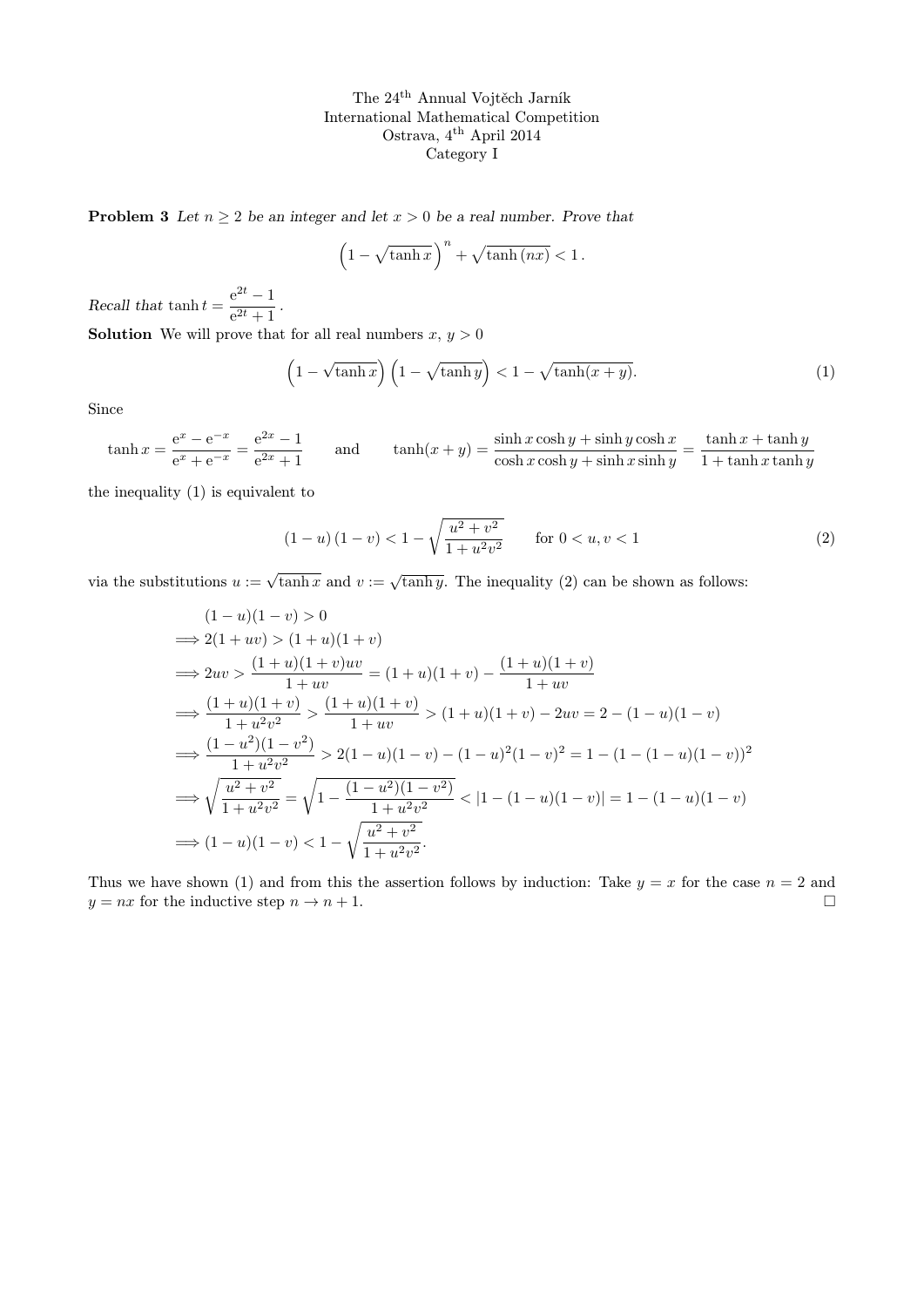The 24th Annual Vojtěch Jarník
International Mathematical Competition
Ostrava, 4th April 2014
Category I

**Problem 3** *Let $n \geq 2$ be an integer and let $x > 0$ be a real number. Prove that*

$$\left(1 - \sqrt{\tanh x}\right)^n + \sqrt{\tanh(nx)} < 1\,.$$

*Recall that* $\tanh t = \dfrac{e^{2t} - 1}{e^{2t} + 1}$.

**Solution** We will prove that for all real numbers $x$, $y > 0$

$$\left(1 - \sqrt{\tanh x}\right)\left(1 - \sqrt{\tanh y}\right) < 1 - \sqrt{\tanh(x+y)}. \tag{1}$$

Since

$$\tanh x = \frac{e^x - e^{-x}}{e^x + e^{-x}} = \frac{e^{2x} - 1}{e^{2x} + 1} \qquad \text{and} \qquad \tanh(x+y) = \frac{\sinh x \cosh y + \sinh y \cosh x}{\cosh x \cosh y + \sinh x \sinh y} = \frac{\tanh x + \tanh y}{1 + \tanh x \tanh y}$$

the inequality (1) is equivalent to

$$(1-u)(1-v) < 1 - \sqrt{\frac{u^2 + v^2}{1 + u^2 v^2}} \qquad \text{for } 0 < u, v < 1 \tag{2}$$

via the substitutions $u := \sqrt{\tanh x}$ and $v := \sqrt{\tanh y}$. The inequality (2) can be shown as follows:

$$
\begin{aligned}
& (1-u)(1-v) > 0 \\
\Longrightarrow\; & 2(1+uv) > (1+u)(1+v) \\
\Longrightarrow\; & 2uv > \frac{(1+u)(1+v)uv}{1+uv} = (1+u)(1+v) - \frac{(1+u)(1+v)}{1+uv} \\
\Longrightarrow\; & \frac{(1+u)(1+v)}{1+u^2v^2} > \frac{(1+u)(1+v)}{1+uv} > (1+u)(1+v) - 2uv = 2 - (1-u)(1-v) \\
\Longrightarrow\; & \frac{(1-u^2)(1-v^2)}{1+u^2v^2} > 2(1-u)(1-v) - (1-u)^2(1-v)^2 = 1 - (1-(1-u)(1-v))^2 \\
\Longrightarrow\; & \sqrt{\frac{u^2+v^2}{1+u^2v^2}} = \sqrt{1 - \frac{(1-u^2)(1-v^2)}{1+u^2v^2}} < |1 - (1-u)(1-v)| = 1 - (1-u)(1-v) \\
\Longrightarrow\; & (1-u)(1-v) < 1 - \sqrt{\frac{u^2+v^2}{1+u^2v^2}}.
\end{aligned}
$$

Thus we have shown (1) and from this the assertion follows by induction: Take $y = x$ for the case $n = 2$ and $y = nx$ for the inductive step $n \to n+1$. $\square$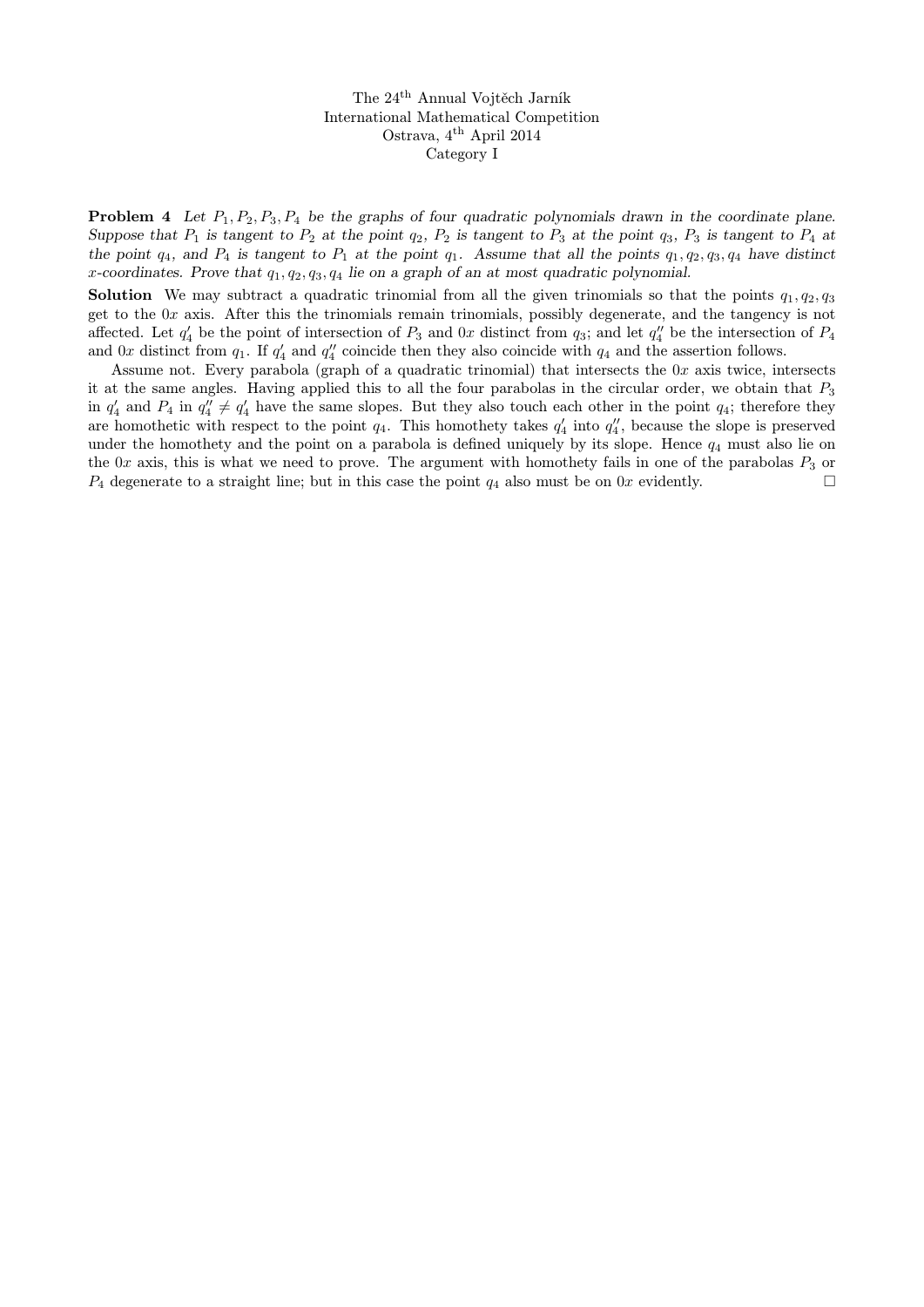The 24th Annual Vojtěch Jarník
International Mathematical Competition
Ostrava, 4th April 2014
Category I

**Problem 4** *Let $P_1, P_2, P_3, P_4$ be the graphs of four quadratic polynomials drawn in the coordinate plane. Suppose that $P_1$ is tangent to $P_2$ at the point $q_2$, $P_2$ is tangent to $P_3$ at the point $q_3$, $P_3$ is tangent to $P_4$ at the point $q_4$, and $P_4$ is tangent to $P_1$ at the point $q_1$. Assume that all the points $q_1, q_2, q_3, q_4$ have distinct $x$-coordinates. Prove that $q_1, q_2, q_3, q_4$ lie on a graph of an at most quadratic polynomial.*

**Solution** We may subtract a quadratic trinomial from all the given trinomials so that the points $q_1, q_2, q_3$ get to the $0x$ axis. After this the trinomials remain trinomials, possibly degenerate, and the tangency is not affected. Let $q_4'$ be the point of intersection of $P_3$ and $0x$ distinct from $q_3$; and let $q_4''$ be the intersection of $P_4$ and $0x$ distinct from $q_1$. If $q_4'$ and $q_4''$ coincide then they also coincide with $q_4$ and the assertion follows.

Assume not. Every parabola (graph of a quadratic trinomial) that intersects the $0x$ axis twice, intersects it at the same angles. Having applied this to all the four parabolas in the circular order, we obtain that $P_3$ in $q_4'$ and $P_4$ in $q_4'' \neq q_4'$ have the same slopes. But they also touch each other in the point $q_4$; therefore they are homothetic with respect to the point $q_4$. This homothety takes $q_4'$ into $q_4''$, because the slope is preserved under the homothety and the point on a parabola is defined uniquely by its slope. Hence $q_4$ must also lie on the $0x$ axis, this is what we need to prove. The argument with homothety fails in one of the parabolas $P_3$ or $P_4$ degenerate to a straight line; but in this case the point $q_4$ also must be on $0x$ evidently. □